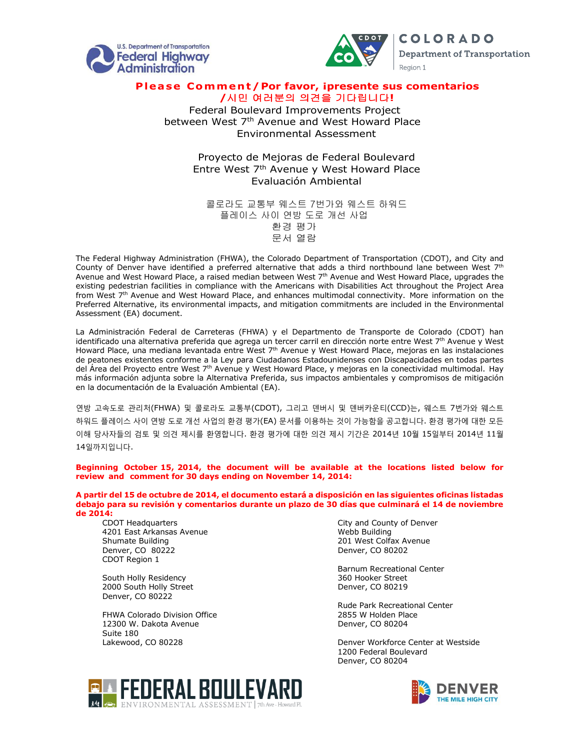U.S. Department of Transportation Federal Highway Administration

COLORADO Department of Transportation Region 1

# Please Comment/Por favor, ipresente sus comentarios /시민 여러분의 의견을 기다립니다!

Federal Boulevard Improvements Project
between West 7th Avenue and West Howard Place
Environmental Assessment

Proyecto de Mejoras de Federal Boulevard
Entre West 7th Avenue y West Howard Place
Evaluación Ambiental

콜로라도 교통부 웨스트 7번가와 웨스트 하워드
플레이스 사이 연방 도로 개선 사업
환경 평가
문서 열람

The Federal Highway Administration (FHWA), the Colorado Department of Transportation (CDOT), and City and County of Denver have identified a preferred alternative that adds a third northbound lane between West 7th Avenue and West Howard Place, a raised median between West 7th Avenue and West Howard Place, upgrades the existing pedestrian facilities in compliance with the Americans with Disabilities Act throughout the Project Area from West 7th Avenue and West Howard Place, and enhances multimodal connectivity. More information on the Preferred Alternative, its environmental impacts, and mitigation commitments are included in the Environmental Assessment (EA) document.

La Administración Federal de Carreteras (FHWA) y el Departmento de Transporte de Colorado (CDOT) han identificado una alternativa preferida que agrega un tercer carril en dirección norte entre West 7th Avenue y West Howard Place, una mediana levantada entre West 7th Avenue y West Howard Place, mejoras en las instalaciones de peatones existentes conforme a la Ley para Ciudadanos Estadounidenses con Discapacidades en todas partes del Área del Proyecto entre West 7th Avenue y West Howard Place, y mejoras en la conectividad multimodal. Hay más información adjunta sobre la Alternativa Preferida, sus impactos ambientales y compromisos de mitigación en la documentación de la Evaluación Ambiental (EA).

연방 고속도로 관리처(FHWA) 및 콜로라도 교통부(CDOT), 그리고 덴버시 및 덴버카운티(CCD)는, 웨스트 7번가와 웨스트 하워드 플레이스 사이 연방 도로 개선 사업의 환경 평가(EA) 문서를 이용하는 것이 가능함을 공고합니다. 환경 평가에 대한 모든 이해 당사자들의 검토 및 의견 제시를 환영합니다. 환경 평가에 대한 의견 제시 기간은 2014년 10월 15일부터 2014년 11월 14일까지입니다.

**Beginning October 15, 2014, the document will be available at the locations listed below for review and comment for 30 days ending on November 14, 2014:**

**A partir del 15 de octubre de 2014, el documento estará a disposición en las siguientes oficinas listadas debajo para su revisión y comentarios durante un plazo de 30 días que culminará el 14 de noviembre de 2014:**

CDOT Headquarters
4201 East Arkansas Avenue
Shumate Building
Denver, CO 80222
CDOT Region 1

South Holly Residency
2000 South Holly Street
Denver, CO 80222

FHWA Colorado Division Office
12300 W. Dakota Avenue
Suite 180
Lakewood, CO 80228

City and County of Denver
Webb Building
201 West Colfax Avenue
Denver, CO 80202

Barnum Recreational Center
360 Hooker Street
Denver, CO 80219

Rude Park Recreational Center
2855 W Holden Place
Denver, CO 80204

Denver Workforce Center at Westside
1200 Federal Boulevard
Denver, CO 80204

FEDERAL BOULEVARD ENVIRONMENTAL ASSESSMENT | 7th Ave - Howard Pl.

DENVER THE MILE HIGH CITY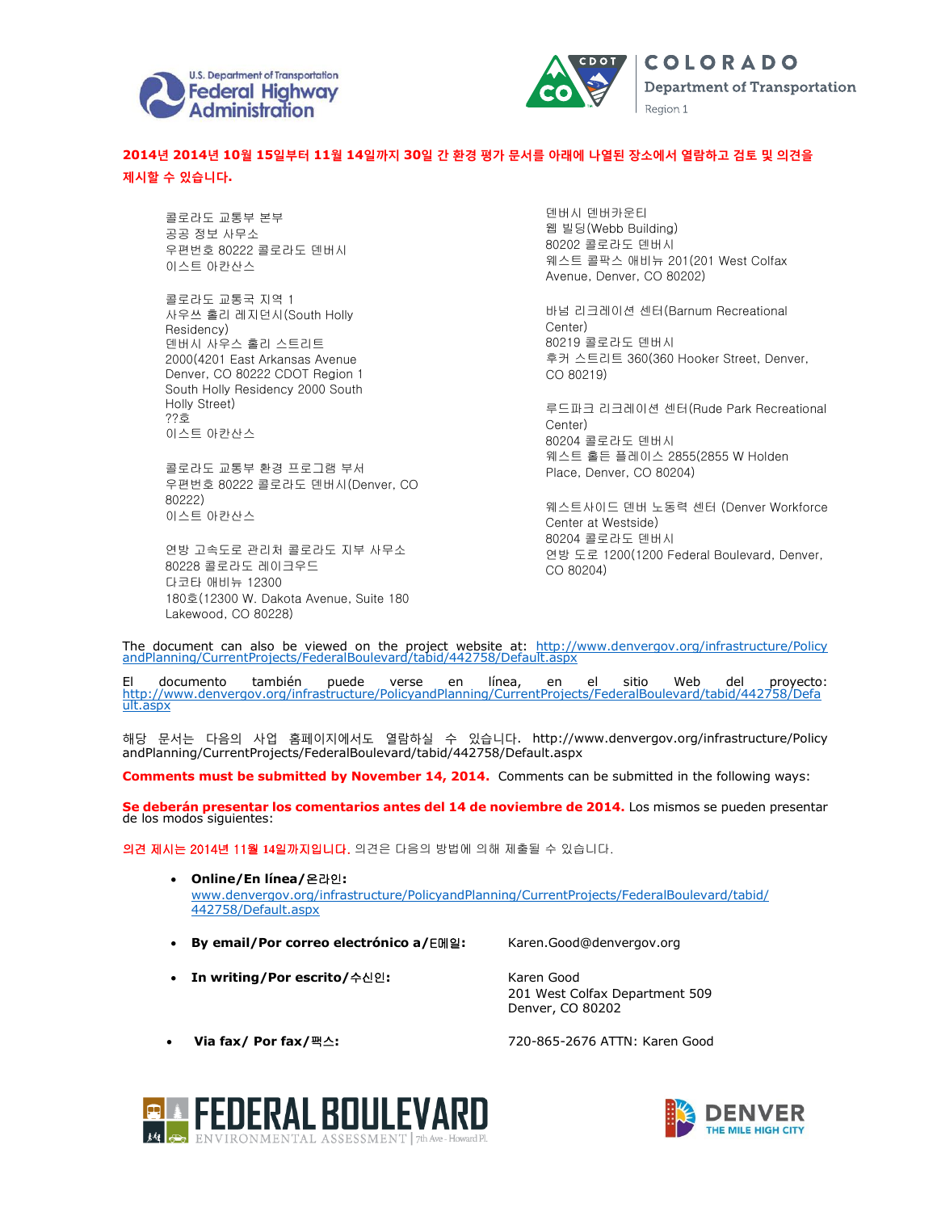**2014년 2014년 10월 15일부터 11월 14일까지 30일 간 환경 평가 문서를 아래에 나열된 장소에서 열람하고 검토 및 의견을 제시할 수 있습니다.**

콜로라도 교통부 본부
공공 정보 사무소
우편번호 80222 콜로라도 덴버시
이스트 아칸사스

콜로라도 교통국 지역 1
사우쓰 홀리 레지던시(South Holly Residency)
덴버시 사우스 홀리 스트리트
2000(4201 East Arkansas Avenue Denver, CO 80222 CDOT Region 1 South Holly Residency 2000 South Holly Street)
??호
이스트 아칸사스

콜로라도 교통부 환경 프로그램 부서
우편번호 80222 콜로라도 덴버시(Denver, CO 80222)
이스트 아칸사스

연방 고속도로 관리처 콜로라도 지부 사무소
80228 콜로라도 레이크우드
다코타 애비뉴 12300
180호(12300 W. Dakota Avenue, Suite 180 Lakewood, CO 80228)

덴버시 덴버카운티
웹 빌딩(Webb Building)
80202 콜로라도 덴버시
웨스트 콜팍스 애비뉴 201(201 West Colfax Avenue, Denver, CO 80202)

바넘 리크레이션 센터(Barnum Recreational Center)
80219 콜로라도 덴버시
후커 스트리트 360(360 Hooker Street, Denver, CO 80219)

루드파크 리크레이션 센터(Rude Park Recreational Center)
80204 콜로라도 덴버시
웨스트 홀든 플레이스 2855(2855 W Holden Place, Denver, CO 80204)

웨스트사이드 덴버 노동력 센터 (Denver Workforce Center at Westside)
80204 콜로라도 덴버시
연방 도로 1200(1200 Federal Boulevard, Denver, CO 80204)

The document can also be viewed on the project website at: http://www.denvergov.org/infrastructure/PolicyandPlanning/CurrentProjects/FederalBoulevard/tabid/442758/Default.aspx

El documento también puede verse en línea, en el sitio Web del proyecto: http://www.denvergov.org/infrastructure/PolicyandPlanning/CurrentProjects/FederalBoulevard/tabid/442758/Default.aspx

해당 문서는 다음의 사업 홈페이지에서도 열람하실 수 있습니다. http://www.denvergov.org/infrastructure/PolicyandPlanning/CurrentProjects/FederalBoulevard/tabid/442758/Default.aspx

**Comments must be submitted by November 14, 2014.** Comments can be submitted in the following ways:

**Se deberán presentar los comentarios antes del 14 de noviembre de 2014.** Los mismos se pueden presentar de los modos siguientes:

의견 제시는 2014년 11월 14일까지입니다. 의견은 다음의 방법에 의해 제출될 수 있습니다.

- **Online/En línea/온라인:** www.denvergov.org/infrastructure/PolicyandPlanning/CurrentProjects/FederalBoulevard/tabid/442758/Default.aspx
- **By email/Por correo electrónico a/E메일:** Karen.Good@denvergov.org
- **In writing/Por escrito/수신인:** Karen Good, 201 West Colfax Department 509, Denver, CO 80202
- **Via fax/ Por fax/팩스:** 720-865-2676 ATTN: Karen Good

FEDERAL BOULEVARD
ENVIRONMENTAL ASSESSMENT | 7th Ave - Howard Pl.

DENVER
THE MILE HIGH CITY